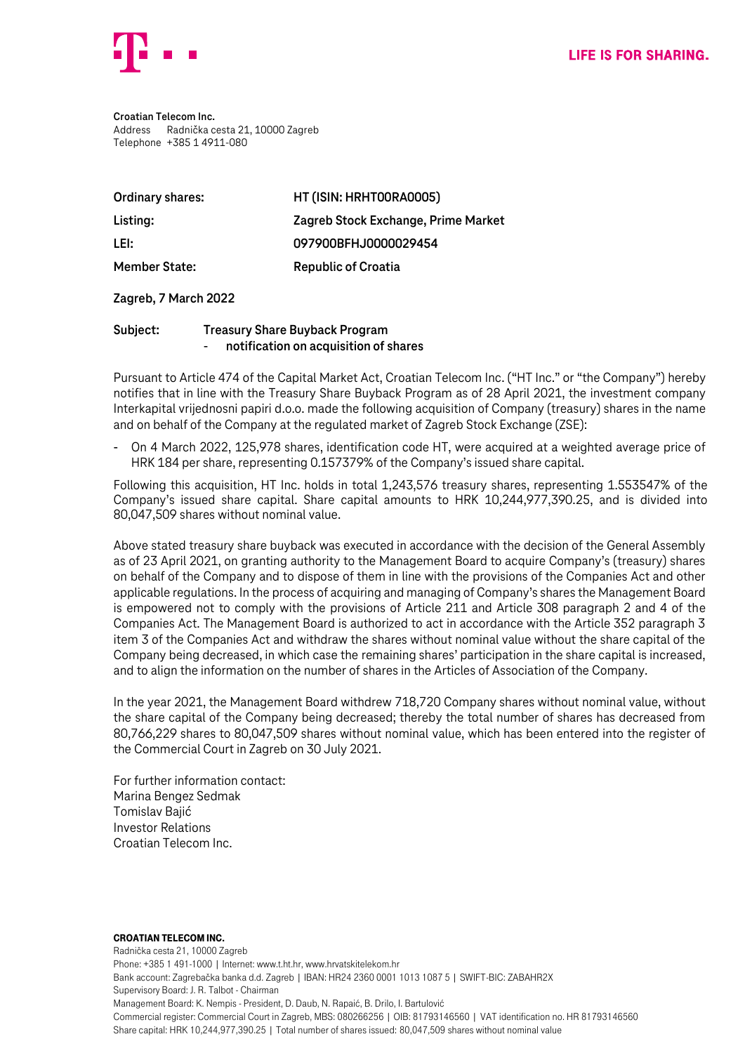LIFE IS FOR SHARING.

**Croatian Telecom Inc.**
Address Radnička cesta 21, 10000 Zagreb
Telephone +385 1 4911-080

| | |
|---|---|
| **Ordinary shares:** | **HT (ISIN: HRHT00RA0005)** |
| **Listing:** | **Zagreb Stock Exchange, Prime Market** |
| **LEI:** | **097900BFHJ0000029454** |
| **Member State:** | **Republic of Croatia** |

**Zagreb, 7 March 2022**

**Subject: Treasury Share Buyback Program**
**- notification on acquisition of shares**

Pursuant to Article 474 of the Capital Market Act, Croatian Telecom Inc. ("HT Inc." or "the Company") hereby notifies that in line with the Treasury Share Buyback Program as of 28 April 2021, the investment company Interkapital vrijednosni papiri d.o.o. made the following acquisition of Company (treasury) shares in the name and on behalf of the Company at the regulated market of Zagreb Stock Exchange (ZSE):

- On 4 March 2022, 125,978 shares, identification code HT, were acquired at a weighted average price of HRK 184 per share, representing 0.157379% of the Company's issued share capital.

Following this acquisition, HT Inc. holds in total 1,243,576 treasury shares, representing 1.553547% of the Company's issued share capital. Share capital amounts to HRK 10,244,977,390.25, and is divided into 80,047,509 shares without nominal value.

Above stated treasury share buyback was executed in accordance with the decision of the General Assembly as of 23 April 2021, on granting authority to the Management Board to acquire Company's (treasury) shares on behalf of the Company and to dispose of them in line with the provisions of the Companies Act and other applicable regulations. In the process of acquiring and managing of Company's shares the Management Board is empowered not to comply with the provisions of Article 211 and Article 308 paragraph 2 and 4 of the Companies Act. The Management Board is authorized to act in accordance with the Article 352 paragraph 3 item 3 of the Companies Act and withdraw the shares without nominal value without the share capital of the Company being decreased, in which case the remaining shares' participation in the share capital is increased, and to align the information on the number of shares in the Articles of Association of the Company.

In the year 2021, the Management Board withdrew 718,720 Company shares without nominal value, without the share capital of the Company being decreased; thereby the total number of shares has decreased from 80,766,229 shares to 80,047,509 shares without nominal value, which has been entered into the register of the Commercial Court in Zagreb on 30 July 2021.

For further information contact:
Marina Bengez Sedmak
Tomislav Bajić
Investor Relations
Croatian Telecom Inc.

**CROATIAN TELECOM INC.**
Radnička cesta 21, 10000 Zagreb
Phone: +385 1 491-1000 | Internet: www.t.ht.hr, www.hrvatskitelekom.hr
Bank account: Zagrebačka banka d.d. Zagreb | IBAN: HR24 2360 0001 1013 1087 5 | SWIFT-BIC: ZABAHR2X
Supervisory Board: J. R. Talbot - Chairman
Management Board: K. Nempis - President, D. Daub, N. Rapaić, B. Drilo, I. Bartulović
Commercial register: Commercial Court in Zagreb, MBS: 080266256 | OIB: 81793146560 | VAT identification no. HR 81793146560
Share capital: HRK 10,244,977,390.25 | Total number of shares issued: 80,047,509 shares without nominal value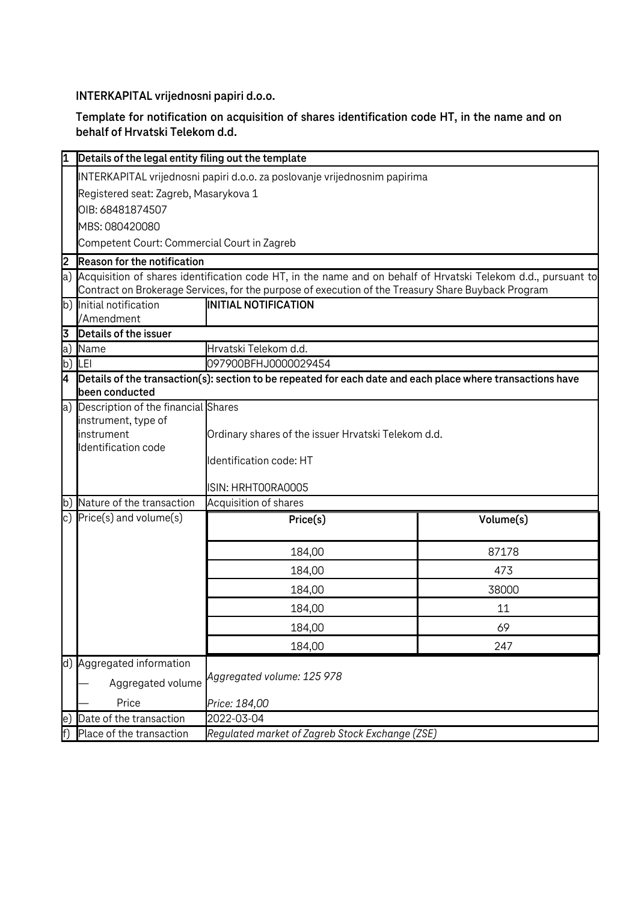**INTERKAPITAL vrijednosni papiri d.o.o.**

**Template for notification on acquisition of shares identification code HT, in the name and on behalf of Hrvatski Telekom d.d.**

| | | | |
|---|---|---|---|
| **1** | **Details of the legal entity filing out the template** | | |
| | INTERKAPITAL vrijednosni papiri d.o.o. za poslovanje vrijednosnim papirima<br>Registered seat: Zagreb, Masarykova 1<br>OIB: 68481874507<br>MBS: 080420080<br>Competent Court: Commercial Court in Zagreb | | |
| **2** | **Reason for the notification** | | |
| a) | Acquisition of shares identification code HT, in the name and on behalf of Hrvatski Telekom d.d., pursuant to Contract on Brokerage Services, for the purpose of execution of the Treasury Share Buyback Program | | |
| b) | Initial notification /Amendment | **INITIAL NOTIFICATION** | |
| **3** | **Details of the issuer** | | |
| a) | Name | Hrvatski Telekom d.d. | |
| b) | LEI | 097900BFHJ0000029454 | |
| **4** | **Details of the transaction(s): section to be repeated for each date and each place where transactions have been conducted** | | |
| a) | Description of the financial instrument, type of instrument Identification code | Shares<br>Ordinary shares of the issuer Hrvatski Telekom d.d.<br>Identification code: HT<br>ISIN: HRHT00RA0005 | |
| b) | Nature of the transaction | Acquisition of shares | |
| c) | Price(s) and volume(s) | **Price(s)** | **Volume(s)** |
| | | 184,00 | 87178 |
| | | 184,00 | 473 |
| | | 184,00 | 38000 |
| | | 184,00 | 11 |
| | | 184,00 | 69 |
| | | 184,00 | 247 |
| d) | Aggregated information<br>— Aggregated volume<br>— Price | *Aggregated volume: 125 978*<br>*Price: 184,00* | |
| e) | Date of the transaction | 2022-03-04 | |
| f) | Place of the transaction | *Regulated market of Zagreb Stock Exchange (ZSE)* | |